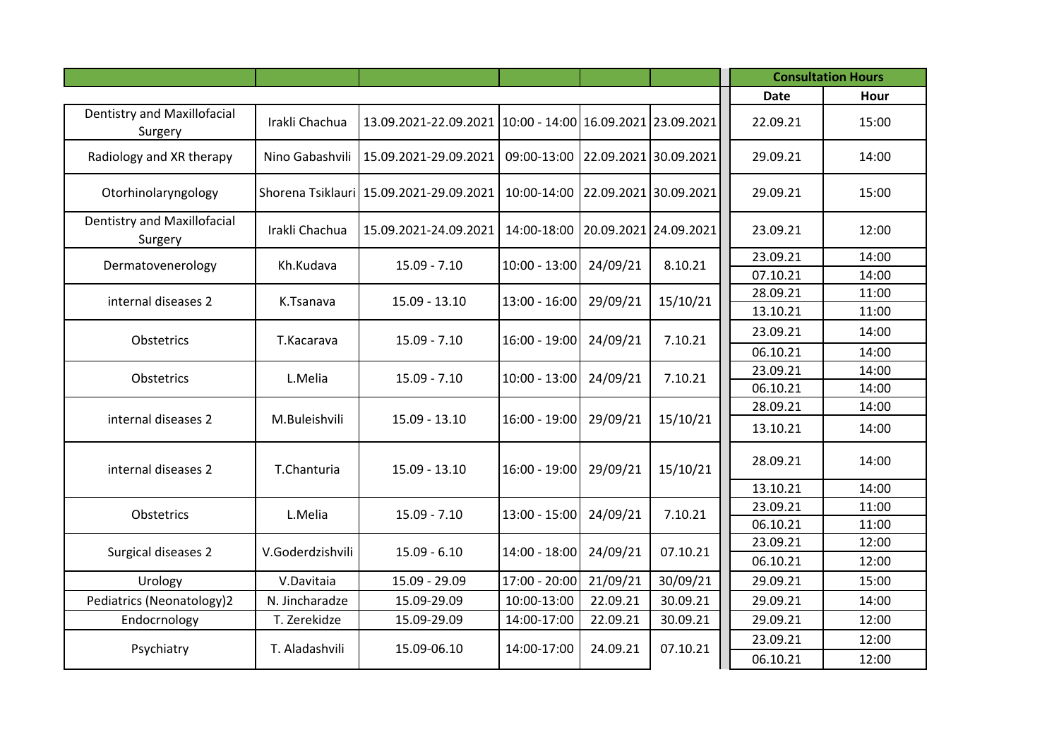| | | | | | | Consultation Hours | |
|---|---|---|---|---|---|---|---|
| | | | | | | Date | Hour |
| Dentistry and Maxillofacial Surgery | Irakli Chachua | 13.09.2021-22.09.2021 | 10:00 - 14:00 | 16.09.2021 | 23.09.2021 | 22.09.21 | 15:00 |
| Radiology and XR therapy | Nino Gabashvili | 15.09.2021-29.09.2021 | 09:00-13:00 | 22.09.2021 | 30.09.2021 | 29.09.21 | 14:00 |
| Otorhinolaryngology | Shorena Tsiklauri | 15.09.2021-29.09.2021 | 10:00-14:00 | 22.09.2021 | 30.09.2021 | 29.09.21 | 15:00 |
| Dentistry and Maxillofacial Surgery | Irakli Chachua | 15.09.2021-24.09.2021 | 14:00-18:00 | 20.09.2021 | 24.09.2021 | 23.09.21 | 12:00 |
| Dermatovenerology | Kh.Kudava | 15.09 - 7.10 | 10:00 - 13:00 | 24/09/21 | 8.10.21 | 23.09.21 | 14:00 |
| | | | | | | 07.10.21 | 14:00 |
| internal diseases 2 | K.Tsanava | 15.09 - 13.10 | 13:00 - 16:00 | 29/09/21 | 15/10/21 | 28.09.21 | 11:00 |
| | | | | | | 13.10.21 | 11:00 |
| Obstetrics | T.Kacarava | 15.09 - 7.10 | 16:00 - 19:00 | 24/09/21 | 7.10.21 | 23.09.21 | 14:00 |
| | | | | | | 06.10.21 | 14:00 |
| Obstetrics | L.Melia | 15.09 - 7.10 | 10:00 - 13:00 | 24/09/21 | 7.10.21 | 23.09.21 | 14:00 |
| | | | | | | 06.10.21 | 14:00 |
| internal diseases 2 | M.Buleishvili | 15.09 - 13.10 | 16:00 - 19:00 | 29/09/21 | 15/10/21 | 28.09.21 | 14:00 |
| | | | | | | 13.10.21 | 14:00 |
| internal diseases 2 | T.Chanturia | 15.09 - 13.10 | 16:00 - 19:00 | 29/09/21 | 15/10/21 | 28.09.21 | 14:00 |
| | | | | | | 13.10.21 | 14:00 |
| Obstetrics | L.Melia | 15.09 - 7.10 | 13:00 - 15:00 | 24/09/21 | 7.10.21 | 23.09.21 | 11:00 |
| | | | | | | 06.10.21 | 11:00 |
| Surgical diseases 2 | V.Goderdzishvili | 15.09 - 6.10 | 14:00 - 18:00 | 24/09/21 | 07.10.21 | 23.09.21 | 12:00 |
| | | | | | | 06.10.21 | 12:00 |
| Urology | V.Davitaia | 15.09 - 29.09 | 17:00 - 20:00 | 21/09/21 | 30/09/21 | 29.09.21 | 15:00 |
| Pediatrics (Neonatology)2 | N. Jincharadze | 15.09-29.09 | 10:00-13:00 | 22.09.21 | 30.09.21 | 29.09.21 | 14:00 |
| Endocrnology | T. Zerekidze | 15.09-29.09 | 14:00-17:00 | 22.09.21 | 30.09.21 | 29.09.21 | 12:00 |
| Psychiatry | T. Aladashvili | 15.09-06.10 | 14:00-17:00 | 24.09.21 | 07.10.21 | 23.09.21 | 12:00 |
| | | | | | | 06.10.21 | 12:00 |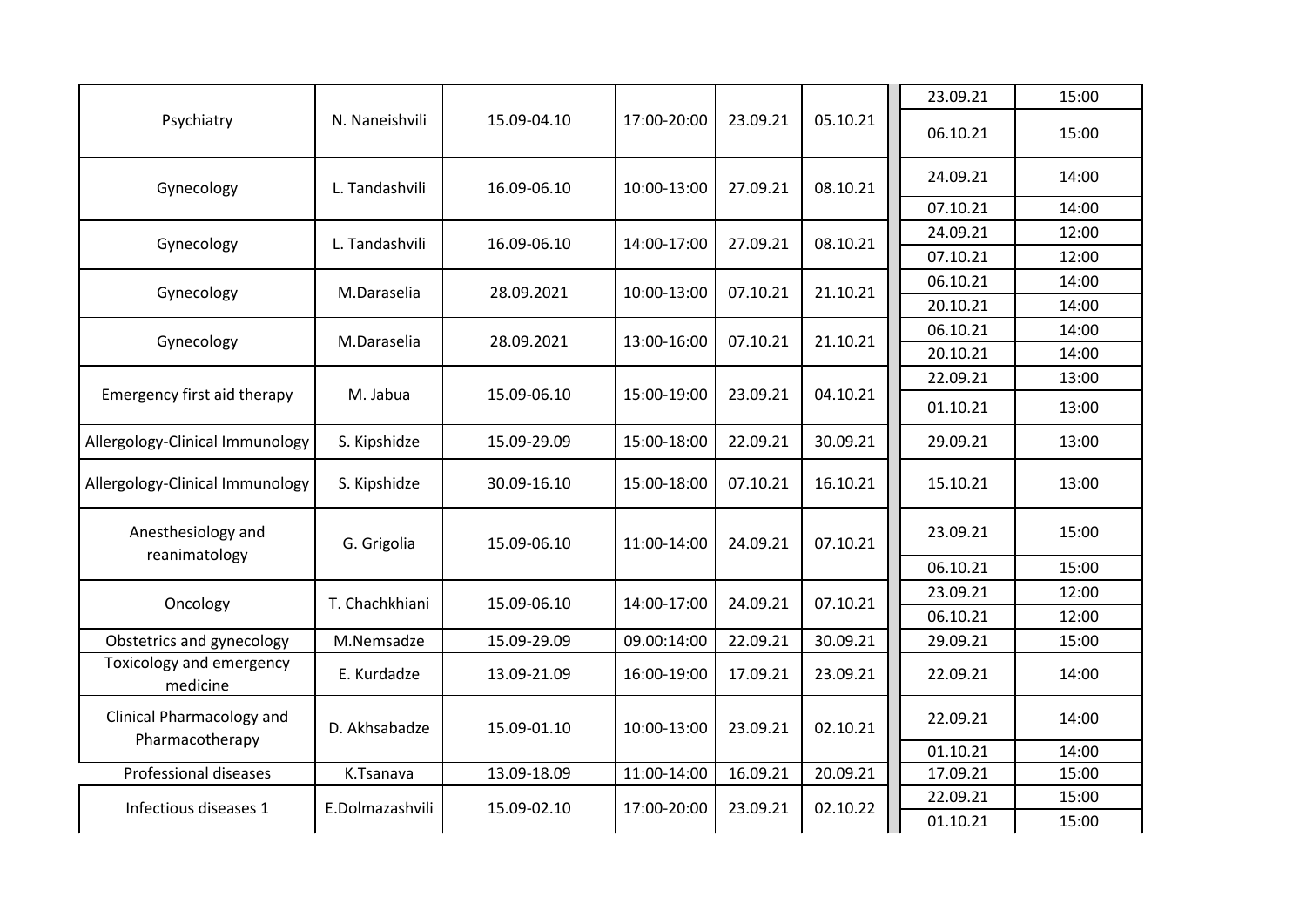| | | | | | | | |
|---|---|---|---|---|---|---|---|
| Psychiatry | N. Naneishvili | 15.09-04.10 | 17:00-20:00 | 23.09.21 | 05.10.21 | 23.09.21 | 15:00 |
| | | | | | | 06.10.21 | 15:00 |
| Gynecology | L. Tandashvili | 16.09-06.10 | 10:00-13:00 | 27.09.21 | 08.10.21 | 24.09.21 | 14:00 |
| | | | | | | 07.10.21 | 14:00 |
| Gynecology | L. Tandashvili | 16.09-06.10 | 14:00-17:00 | 27.09.21 | 08.10.21 | 24.09.21 | 12:00 |
| | | | | | | 07.10.21 | 12:00 |
| Gynecology | M.Daraselia | 28.09.2021 | 10:00-13:00 | 07.10.21 | 21.10.21 | 06.10.21 | 14:00 |
| | | | | | | 20.10.21 | 14:00 |
| Gynecology | M.Daraselia | 28.09.2021 | 13:00-16:00 | 07.10.21 | 21.10.21 | 06.10.21 | 14:00 |
| | | | | | | 20.10.21 | 14:00 |
| Emergency first aid therapy | M. Jabua | 15.09-06.10 | 15:00-19:00 | 23.09.21 | 04.10.21 | 22.09.21 | 13:00 |
| | | | | | | 01.10.21 | 13:00 |
| Allergology-Clinical Immunology | S. Kipshidze | 15.09-29.09 | 15:00-18:00 | 22.09.21 | 30.09.21 | 29.09.21 | 13:00 |
| Allergology-Clinical Immunology | S. Kipshidze | 30.09-16.10 | 15:00-18:00 | 07.10.21 | 16.10.21 | 15.10.21 | 13:00 |
| Anesthesiology and reanimatology | G. Grigolia | 15.09-06.10 | 11:00-14:00 | 24.09.21 | 07.10.21 | 23.09.21 | 15:00 |
| | | | | | | 06.10.21 | 15:00 |
| Oncology | T. Chachkhiani | 15.09-06.10 | 14:00-17:00 | 24.09.21 | 07.10.21 | 23.09.21 | 12:00 |
| | | | | | | 06.10.21 | 12:00 |
| Obstetrics and gynecology | M.Nemsadze | 15.09-29.09 | 09.00:14:00 | 22.09.21 | 30.09.21 | 29.09.21 | 15:00 |
| Toxicology and emergency medicine | E. Kurdadze | 13.09-21.09 | 16:00-19:00 | 17.09.21 | 23.09.21 | 22.09.21 | 14:00 |
| Clinical Pharmacology and Pharmacotherapy | D. Akhsabadze | 15.09-01.10 | 10:00-13:00 | 23.09.21 | 02.10.21 | 22.09.21 | 14:00 |
| | | | | | | 01.10.21 | 14:00 |
| Professional diseases | K.Tsanava | 13.09-18.09 | 11:00-14:00 | 16.09.21 | 20.09.21 | 17.09.21 | 15:00 |
| Infectious diseases 1 | E.Dolmazashvili | 15.09-02.10 | 17:00-20:00 | 23.09.21 | 02.10.22 | 22.09.21 | 15:00 |
| | | | | | | 01.10.21 | 15:00 |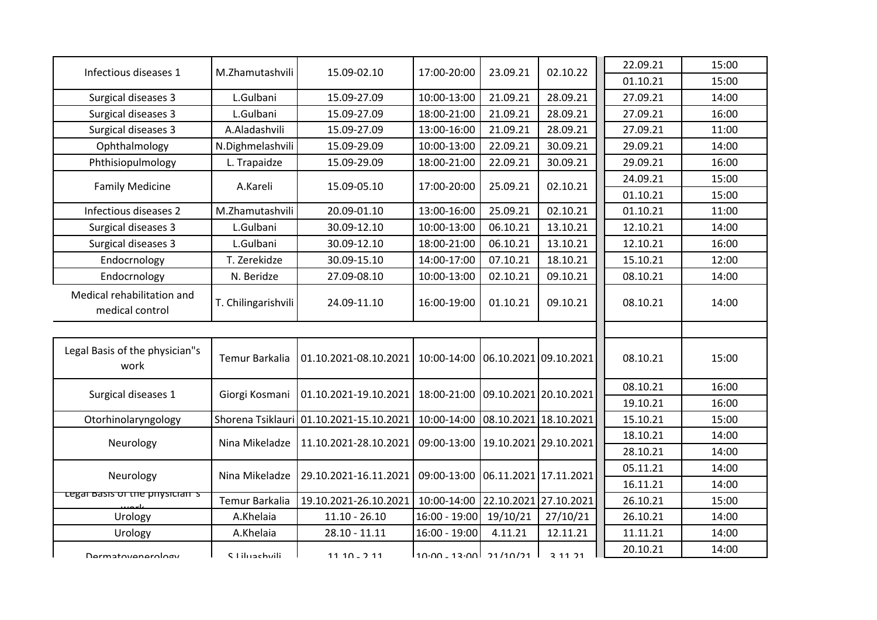| | | | | | | | |
|---|---|---|---|---|---|---|---|
| Infectious diseases 1 | M.Zhamutashvili | 15.09-02.10 | 17:00-20:00 | 23.09.21 | 02.10.22 | 22.09.21 | 15:00 |
| | | | | | | 01.10.21 | 15:00 |
| Surgical diseases 3 | L.Gulbani | 15.09-27.09 | 10:00-13:00 | 21.09.21 | 28.09.21 | 27.09.21 | 14:00 |
| Surgical diseases 3 | L.Gulbani | 15.09-27.09 | 18:00-21:00 | 21.09.21 | 28.09.21 | 27.09.21 | 16:00 |
| Surgical diseases 3 | A.Aladashvili | 15.09-27.09 | 13:00-16:00 | 21.09.21 | 28.09.21 | 27.09.21 | 11:00 |
| Ophthalmology | N.Dighmelashvili | 15.09-29.09 | 10:00-13:00 | 22.09.21 | 30.09.21 | 29.09.21 | 14:00 |
| Phthisiopulmology | L. Trapaidze | 15.09-29.09 | 18:00-21:00 | 22.09.21 | 30.09.21 | 29.09.21 | 16:00 |
| Family Medicine | A.Kareli | 15.09-05.10 | 17:00-20:00 | 25.09.21 | 02.10.21 | 24.09.21 | 15:00 |
| | | | | | | 01.10.21 | 15:00 |
| Infectious diseases 2 | M.Zhamutashvili | 20.09-01.10 | 13:00-16:00 | 25.09.21 | 02.10.21 | 01.10.21 | 11:00 |
| Surgical diseases 3 | L.Gulbani | 30.09-12.10 | 10:00-13:00 | 06.10.21 | 13.10.21 | 12.10.21 | 14:00 |
| Surgical diseases 3 | L.Gulbani | 30.09-12.10 | 18:00-21:00 | 06.10.21 | 13.10.21 | 12.10.21 | 16:00 |
| Endocrnology | T. Zerekidze | 30.09-15.10 | 14:00-17:00 | 07.10.21 | 18.10.21 | 15.10.21 | 12:00 |
| Endocrnology | N. Beridze | 27.09-08.10 | 10:00-13:00 | 02.10.21 | 09.10.21 | 08.10.21 | 14:00 |
| Medical rehabilitation and medical control | T. Chilingarishvili | 24.09-11.10 | 16:00-19:00 | 01.10.21 | 09.10.21 | 08.10.21 | 14:00 |
| | | | | | | | |
| Legal Basis of the physician"s work | Temur Barkalia | 01.10.2021-08.10.2021 | 10:00-14:00 | 06.10.2021 | 09.10.2021 | 08.10.21 | 15:00 |
| Surgical diseases 1 | Giorgi Kosmani | 01.10.2021-19.10.2021 | 18:00-21:00 | 09.10.2021 | 20.10.2021 | 08.10.21 | 16:00 |
| | | | | | | 19.10.21 | 16:00 |
| Otorhinolaryngology | Shorena Tsiklauri | 01.10.2021-15.10.2021 | 10:00-14:00 | 08.10.2021 | 18.10.2021 | 15.10.21 | 15:00 |
| Neurology | Nina Mikeladze | 11.10.2021-28.10.2021 | 09:00-13:00 | 19.10.2021 | 29.10.2021 | 18.10.21 | 14:00 |
| | | | | | | 28.10.21 | 14:00 |
| Neurology | Nina Mikeladze | 29.10.2021-16.11.2021 | 09:00-13:00 | 06.11.2021 | 17.11.2021 | 05.11.21 | 14:00 |
| | | | | | | 16.11.21 | 14:00 |
| Legal Basis of the physician"s work | Temur Barkalia | 19.10.2021-26.10.2021 | 10:00-14:00 | 22.10.2021 | 27.10.2021 | 26.10.21 | 15:00 |
| Urology | A.Khelaia | 11.10 - 26.10 | 16:00 - 19:00 | 19/10/21 | 27/10/21 | 26.10.21 | 14:00 |
| Urology | A.Khelaia | 28.10 - 11.11 | 16:00 - 19:00 | 4.11.21 | 12.11.21 | 11.11.21 | 14:00 |
| Dermatovenerology | S.Liluashvili | 11.10 - 2.11 | 10:00 - 13:00 | 21/10/21 | 3.11.21 | 20.10.21 | 14:00 |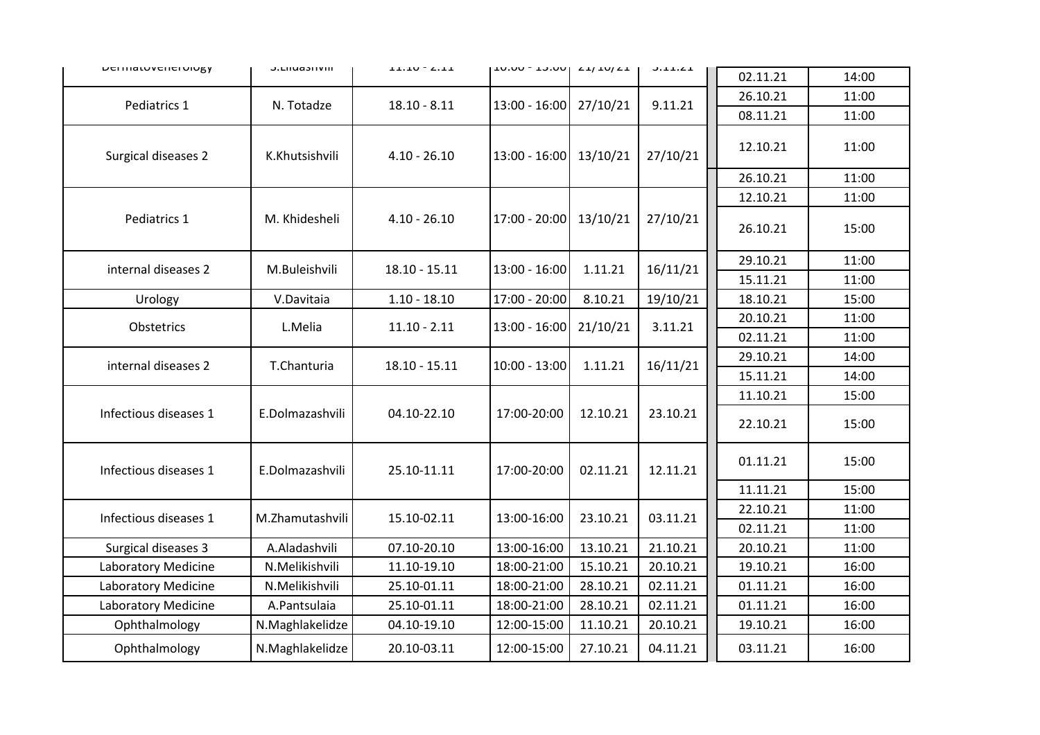| | | | | | | | |
|---|---|---|---|---|---|---|---|
| Dermatovenerology | S.Elidashvili | 11.10 - 2.11 | 10:00 - 13:00 | 21/10/21 | 3.11.21 | 02.11.21 | 14:00 |
| Pediatrics 1 | N. Totadze | 18.10 - 8.11 | 13:00 - 16:00 | 27/10/21 | 9.11.21 | 26.10.21 | 11:00 |
| | | | | | | 08.11.21 | 11:00 |
| Surgical diseases 2 | K.Khutsishvili | 4.10 - 26.10 | 13:00 - 16:00 | 13/10/21 | 27/10/21 | 12.10.21 | 11:00 |
| | | | | | | 26.10.21 | 11:00 |
| Pediatrics 1 | M. Khidesheli | 4.10 - 26.10 | 17:00 - 20:00 | 13/10/21 | 27/10/21 | 12.10.21 | 11:00 |
| | | | | | | 26.10.21 | 15:00 |
| internal diseases 2 | M.Buleishvili | 18.10 - 15.11 | 13:00 - 16:00 | 1.11.21 | 16/11/21 | 29.10.21 | 11:00 |
| | | | | | | 15.11.21 | 11:00 |
| Urology | V.Davitaia | 1.10 - 18.10 | 17:00 - 20:00 | 8.10.21 | 19/10/21 | 18.10.21 | 15:00 |
| Obstetrics | L.Melia | 11.10 - 2.11 | 13:00 - 16:00 | 21/10/21 | 3.11.21 | 20.10.21 | 11:00 |
| | | | | | | 02.11.21 | 11:00 |
| internal diseases 2 | T.Chanturia | 18.10 - 15.11 | 10:00 - 13:00 | 1.11.21 | 16/11/21 | 29.10.21 | 14:00 |
| | | | | | | 15.11.21 | 14:00 |
| Infectious diseases 1 | E.Dolmazashvili | 04.10-22.10 | 17:00-20:00 | 12.10.21 | 23.10.21 | 11.10.21 | 15:00 |
| | | | | | | 22.10.21 | 15:00 |
| Infectious diseases 1 | E.Dolmazashvili | 25.10-11.11 | 17:00-20:00 | 02.11.21 | 12.11.21 | 01.11.21 | 15:00 |
| | | | | | | 11.11.21 | 15:00 |
| Infectious diseases 1 | M.Zhamutashvili | 15.10-02.11 | 13:00-16:00 | 23.10.21 | 03.11.21 | 22.10.21 | 11:00 |
| | | | | | | 02.11.21 | 11:00 |
| Surgical diseases 3 | A.Aladashvili | 07.10-20.10 | 13:00-16:00 | 13.10.21 | 21.10.21 | 20.10.21 | 11:00 |
| Laboratory Medicine | N.Melikishvili | 11.10-19.10 | 18:00-21:00 | 15.10.21 | 20.10.21 | 19.10.21 | 16:00 |
| Laboratory Medicine | N.Melikishvili | 25.10-01.11 | 18:00-21:00 | 28.10.21 | 02.11.21 | 01.11.21 | 16:00 |
| Laboratory Medicine | A.Pantsulaia | 25.10-01.11 | 18:00-21:00 | 28.10.21 | 02.11.21 | 01.11.21 | 16:00 |
| Ophthalmology | N.Maghlakelidze | 04.10-19.10 | 12:00-15:00 | 11.10.21 | 20.10.21 | 19.10.21 | 16:00 |
| Ophthalmology | N.Maghlakelidze | 20.10-03.11 | 12:00-15:00 | 27.10.21 | 04.11.21 | 03.11.21 | 16:00 |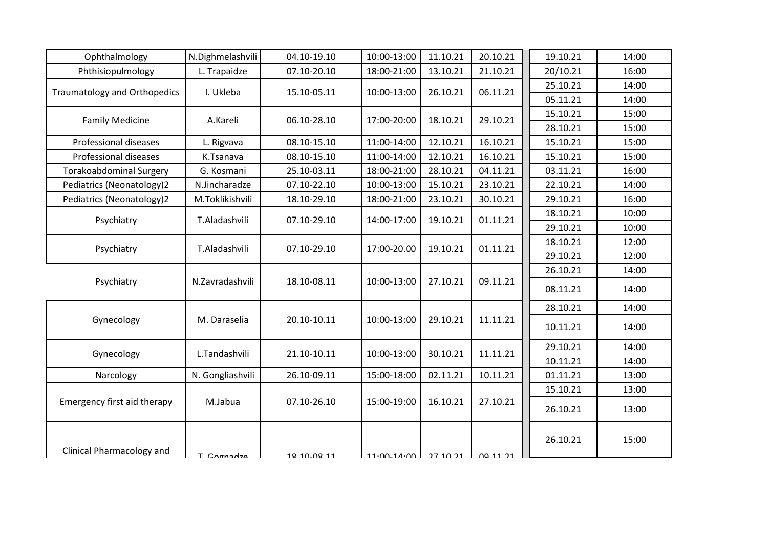| | | | | | | | |
|---|---|---|---|---|---|---|---|
| Ophthalmology | N.Dighmelashvili | 04.10-19.10 | 10:00-13:00 | 11.10.21 | 20.10.21 | 19.10.21 | 14:00 |
| Phthisiopulmology | L. Trapaidze | 07.10-20.10 | 18:00-21:00 | 13.10.21 | 21.10.21 | 20/10.21 | 16:00 |
| Traumatology and Orthopedics | I. Ukleba | 15.10-05.11 | 10:00-13:00 | 26.10.21 | 06.11.21 | 25.10.21 | 14:00 |
| | | | | | | 05.11.21 | 14:00 |
| Family Medicine | A.Kareli | 06.10-28.10 | 17:00-20:00 | 18.10.21 | 29.10.21 | 15.10.21 | 15:00 |
| | | | | | | 28.10.21 | 15:00 |
| Professional diseases | L. Rigvava | 08.10-15.10 | 11:00-14:00 | 12.10.21 | 16.10.21 | 15.10.21 | 15:00 |
| Professional diseases | K.Tsanava | 08.10-15.10 | 11:00-14:00 | 12.10.21 | 16.10.21 | 15.10.21 | 15:00 |
| Torakoabdominal Surgery | G. Kosmani | 25.10-03.11 | 18:00-21:00 | 28.10.21 | 04.11.21 | 03.11.21 | 16:00 |
| Pediatrics (Neonatology)2 | N.Jincharadze | 07.10-22.10 | 10:00-13:00 | 15.10.21 | 23.10.21 | 22.10.21 | 14:00 |
| Pediatrics (Neonatology)2 | M.Toklikishvili | 18.10-29.10 | 18:00-21:00 | 23.10.21 | 30.10.21 | 29.10.21 | 16:00 |
| Psychiatry | T.Aladashvili | 07.10-29.10 | 14:00-17:00 | 19.10.21 | 01.11.21 | 18.10.21 | 10:00 |
| | | | | | | 29.10.21 | 10:00 |
| Psychiatry | T.Aladashvili | 07.10-29.10 | 17:00-20.00 | 19.10.21 | 01.11.21 | 18.10.21 | 12:00 |
| | | | | | | 29.10.21 | 12:00 |
| Psychiatry | N.Zavradashvili | 18.10-08.11 | 10:00-13:00 | 27.10.21 | 09.11.21 | 26.10.21 | 14:00 |
| | | | | | | 08.11.21 | 14:00 |
| Gynecology | M. Daraselia | 20.10-10.11 | 10:00-13:00 | 29.10.21 | 11.11.21 | 28.10.21 | 14:00 |
| | | | | | | 10.11.21 | 14:00 |
| Gynecology | L.Tandashvili | 21.10-10.11 | 10:00-13:00 | 30.10.21 | 11.11.21 | 29.10.21 | 14:00 |
| | | | | | | 10.11.21 | 14:00 |
| Narcology | N. Gongliashvili | 26.10-09.11 | 15:00-18:00 | 02.11.21 | 10.11.21 | 01.11.21 | 13:00 |
| Emergency first aid therapy | M.Jabua | 07.10-26.10 | 15:00-19:00 | 16.10.21 | 27.10.21 | 15.10.21 | 13:00 |
| | | | | | | 26.10.21 | 13:00 |
| Clinical Pharmacology and | T. Gognadze | 18.10-08.11 | 11:00-14:00 | 27.10.21 | 09.11.21 | 26.10.21 | 15:00 |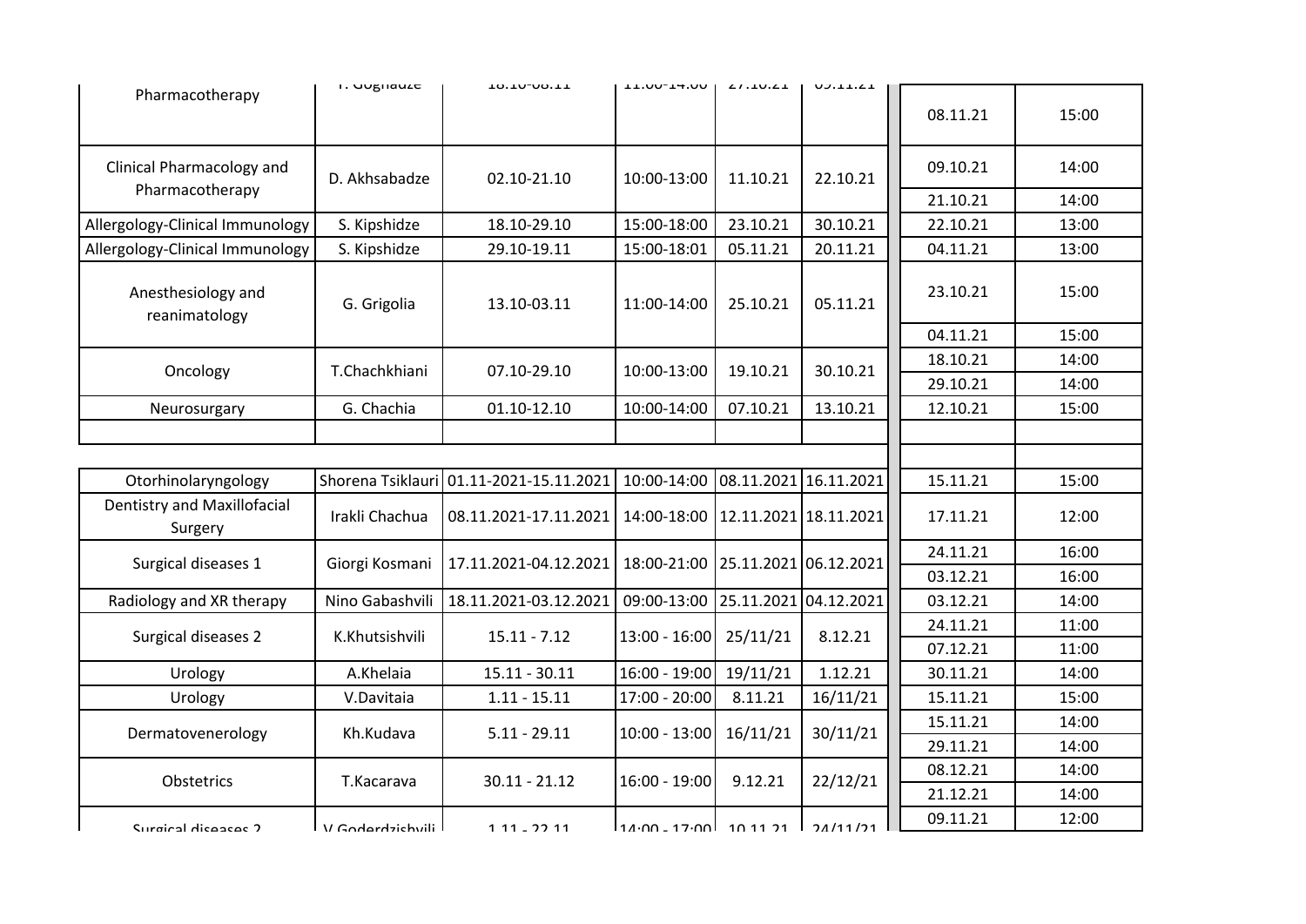| | | | | | | | |
|---|---|---|---|---|---|---|---|
| Pharmacotherapy | T. Gognadze | 18.10-08.11 | 11:00-14:00 | 27.10.21 | 09.11.21 | 08.11.21 | 15:00 |
| Clinical Pharmacology and Pharmacotherapy | D. Akhsabadze | 02.10-21.10 | 10:00-13:00 | 11.10.21 | 22.10.21 | 09.10.21 | 14:00 |
| | | | | | | 21.10.21 | 14:00 |
| Allergology-Clinical Immunology | S. Kipshidze | 18.10-29.10 | 15:00-18:00 | 23.10.21 | 30.10.21 | 22.10.21 | 13:00 |
| Allergology-Clinical Immunology | S. Kipshidze | 29.10-19.11 | 15:00-18:01 | 05.11.21 | 20.11.21 | 04.11.21 | 13:00 |
| Anesthesiology and reanimatology | G. Grigolia | 13.10-03.11 | 11:00-14:00 | 25.10.21 | 05.11.21 | 23.10.21 | 15:00 |
| | | | | | | 04.11.21 | 15:00 |
| Oncology | T.Chachkhiani | 07.10-29.10 | 10:00-13:00 | 19.10.21 | 30.10.21 | 18.10.21 | 14:00 |
| | | | | | | 29.10.21 | 14:00 |
| Neurosurgary | G. Chachia | 01.10-12.10 | 10:00-14:00 | 07.10.21 | 13.10.21 | 12.10.21 | 15:00 |
| | | | | | | | |
| | | | | | | | |
| Otorhinolaryngology | Shorena Tsiklauri | 01.11-2021-15.11.2021 | 10:00-14:00 | 08.11.2021 | 16.11.2021 | 15.11.21 | 15:00 |
| Dentistry and Maxillofacial Surgery | Irakli Chachua | 08.11.2021-17.11.2021 | 14:00-18:00 | 12.11.2021 | 18.11.2021 | 17.11.21 | 12:00 |
| Surgical diseases 1 | Giorgi Kosmani | 17.11.2021-04.12.2021 | 18:00-21:00 | 25.11.2021 | 06.12.2021 | 24.11.21 | 16:00 |
| | | | | | | 03.12.21 | 16:00 |
| Radiology and XR therapy | Nino Gabashvili | 18.11.2021-03.12.2021 | 09:00-13:00 | 25.11.2021 | 04.12.2021 | 03.12.21 | 14:00 |
| Surgical diseases 2 | K.Khutsishvili | 15.11 - 7.12 | 13:00 - 16:00 | 25/11/21 | 8.12.21 | 24.11.21 | 11:00 |
| | | | | | | 07.12.21 | 11:00 |
| Urology | A.Khelaia | 15.11 - 30.11 | 16:00 - 19:00 | 19/11/21 | 1.12.21 | 30.11.21 | 14:00 |
| Urology | V.Davitaia | 1.11 - 15.11 | 17:00 - 20:00 | 8.11.21 | 16/11/21 | 15.11.21 | 15:00 |
| Dermatovenerology | Kh.Kudava | 5.11 - 29.11 | 10:00 - 13:00 | 16/11/21 | 30/11/21 | 15.11.21 | 14:00 |
| | | | | | | 29.11.21 | 14:00 |
| Obstetrics | T.Kacarava | 30.11 - 21.12 | 16:00 - 19:00 | 9.12.21 | 22/12/21 | 08.12.21 | 14:00 |
| | | | | | | 21.12.21 | 14:00 |
| Surgical diseases 2 | V.Goderdzishvili | 1.11 - 22.11 | 14:00 - 17:00 | 10.11.21 | 24/11/21 | 09.11.21 | 12:00 |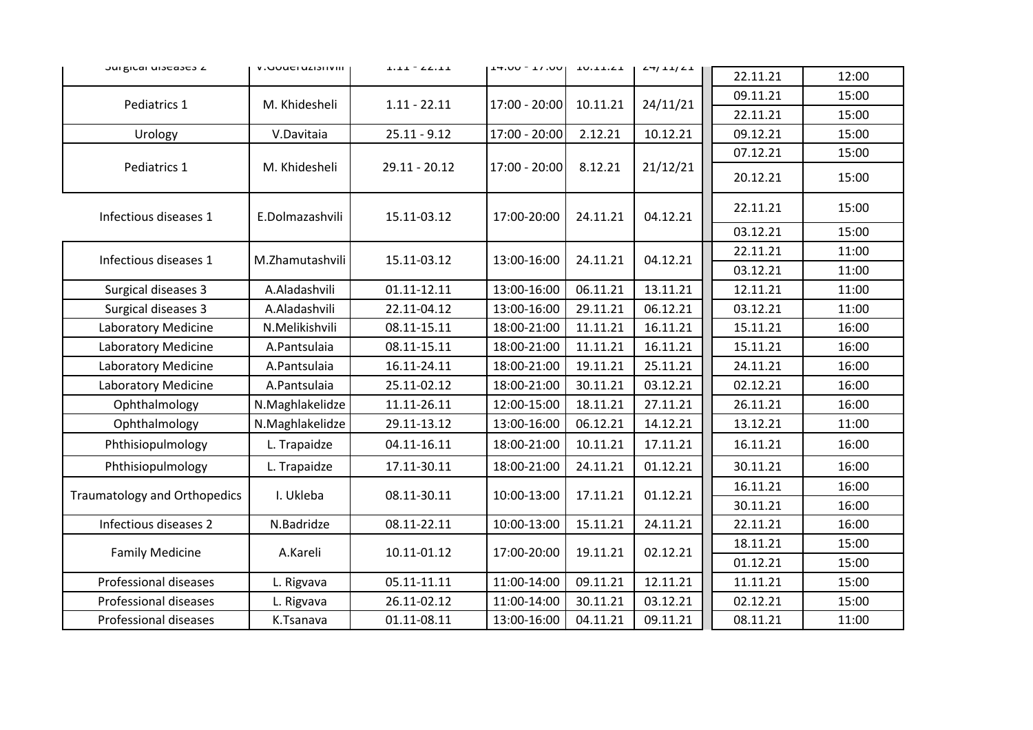| Surgical diseases 2 | V.Goderdzishvili | 1.11 - 22.11 | 14:00 - 17:00 | 10.11.21 | 24/11/21 | 22.11.21 | 12:00 |
|---|---|---|---|---|---|---|---|
| Pediatrics 1 | M. Khidesheli | 1.11 - 22.11 | 17:00 - 20:00 | 10.11.21 | 24/11/21 | 09.11.21 | 15:00 |
| | | | | | | 22.11.21 | 15:00 |
| Urology | V.Davitaia | 25.11 - 9.12 | 17:00 - 20:00 | 2.12.21 | 10.12.21 | 09.12.21 | 15:00 |
| Pediatrics 1 | M. Khidesheli | 29.11 - 20.12 | 17:00 - 20:00 | 8.12.21 | 21/12/21 | 07.12.21 | 15:00 |
| | | | | | | 20.12.21 | 15:00 |
| Infectious diseases 1 | E.Dolmazashvili | 15.11-03.12 | 17:00-20:00 | 24.11.21 | 04.12.21 | 22.11.21 | 15:00 |
| | | | | | | 03.12.21 | 15:00 |
| Infectious diseases 1 | M.Zhamutashvili | 15.11-03.12 | 13:00-16:00 | 24.11.21 | 04.12.21 | 22.11.21 | 11:00 |
| | | | | | | 03.12.21 | 11:00 |
| Surgical diseases 3 | A.Aladashvili | 01.11-12.11 | 13:00-16:00 | 06.11.21 | 13.11.21 | 12.11.21 | 11:00 |
| Surgical diseases 3 | A.Aladashvili | 22.11-04.12 | 13:00-16:00 | 29.11.21 | 06.12.21 | 03.12.21 | 11:00 |
| Laboratory Medicine | N.Melikishvili | 08.11-15.11 | 18:00-21:00 | 11.11.21 | 16.11.21 | 15.11.21 | 16:00 |
| Laboratory Medicine | A.Pantsulaia | 08.11-15.11 | 18:00-21:00 | 11.11.21 | 16.11.21 | 15.11.21 | 16:00 |
| Laboratory Medicine | A.Pantsulaia | 16.11-24.11 | 18:00-21:00 | 19.11.21 | 25.11.21 | 24.11.21 | 16:00 |
| Laboratory Medicine | A.Pantsulaia | 25.11-02.12 | 18:00-21:00 | 30.11.21 | 03.12.21 | 02.12.21 | 16:00 |
| Ophthalmology | N.Maghlakelidze | 11.11-26.11 | 12:00-15:00 | 18.11.21 | 27.11.21 | 26.11.21 | 16:00 |
| Ophthalmology | N.Maghlakelidze | 29.11-13.12 | 13:00-16:00 | 06.12.21 | 14.12.21 | 13.12.21 | 11:00 |
| Phthisiopulmology | L. Trapaidze | 04.11-16.11 | 18:00-21:00 | 10.11.21 | 17.11.21 | 16.11.21 | 16:00 |
| Phthisiopulmology | L. Trapaidze | 17.11-30.11 | 18:00-21:00 | 24.11.21 | 01.12.21 | 30.11.21 | 16:00 |
| Traumatology and Orthopedics | I. Ukleba | 08.11-30.11 | 10:00-13:00 | 17.11.21 | 01.12.21 | 16.11.21 | 16:00 |
| | | | | | | 30.11.21 | 16:00 |
| Infectious diseases 2 | N.Badridze | 08.11-22.11 | 10:00-13:00 | 15.11.21 | 24.11.21 | 22.11.21 | 16:00 |
| Family Medicine | A.Kareli | 10.11-01.12 | 17:00-20:00 | 19.11.21 | 02.12.21 | 18.11.21 | 15:00 |
| | | | | | | 01.12.21 | 15:00 |
| Professional diseases | L. Rigvava | 05.11-11.11 | 11:00-14:00 | 09.11.21 | 12.11.21 | 11.11.21 | 15:00 |
| Professional diseases | L. Rigvava | 26.11-02.12 | 11:00-14:00 | 30.11.21 | 03.12.21 | 02.12.21 | 15:00 |
| Professional diseases | K.Tsanava | 01.11-08.11 | 13:00-16:00 | 04.11.21 | 09.11.21 | 08.11.21 | 11:00 |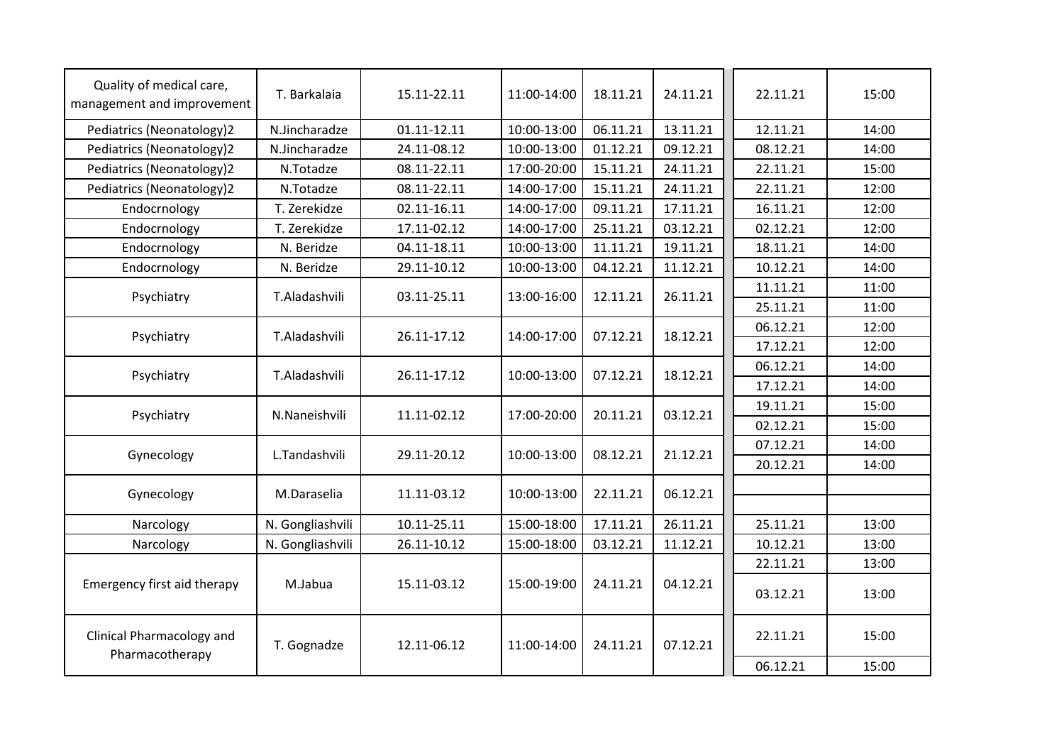| | | | | | | | |
|---|---|---|---|---|---|---|---|
| Quality of medical care, management and improvement | T. Barkalaia | 15.11-22.11 | 11:00-14:00 | 18.11.21 | 24.11.21 | 22.11.21 | 15:00 |
| Pediatrics (Neonatology)2 | N.Jincharadze | 01.11-12.11 | 10:00-13:00 | 06.11.21 | 13.11.21 | 12.11.21 | 14:00 |
| Pediatrics (Neonatology)2 | N.Jincharadze | 24.11-08.12 | 10:00-13:00 | 01.12.21 | 09.12.21 | 08.12.21 | 14:00 |
| Pediatrics (Neonatology)2 | N.Totadze | 08.11-22.11 | 17:00-20:00 | 15.11.21 | 24.11.21 | 22.11.21 | 15:00 |
| Pediatrics (Neonatology)2 | N.Totadze | 08.11-22.11 | 14:00-17:00 | 15.11.21 | 24.11.21 | 22.11.21 | 12:00 |
| Endocrnology | T. Zerekidze | 02.11-16.11 | 14:00-17:00 | 09.11.21 | 17.11.21 | 16.11.21 | 12:00 |
| Endocrnology | T. Zerekidze | 17.11-02.12 | 14:00-17:00 | 25.11.21 | 03.12.21 | 02.12.21 | 12:00 |
| Endocrnology | N. Beridze | 04.11-18.11 | 10:00-13:00 | 11.11.21 | 19.11.21 | 18.11.21 | 14:00 |
| Endocrnology | N. Beridze | 29.11-10.12 | 10:00-13:00 | 04.12.21 | 11.12.21 | 10.12.21 | 14:00 |
| Psychiatry | T.Aladashvili | 03.11-25.11 | 13:00-16:00 | 12.11.21 | 26.11.21 | 11.11.21 | 11:00 |
| | | | | | | 25.11.21 | 11:00 |
| Psychiatry | T.Aladashvili | 26.11-17.12 | 14:00-17:00 | 07.12.21 | 18.12.21 | 06.12.21 | 12:00 |
| | | | | | | 17.12.21 | 12:00 |
| Psychiatry | T.Aladashvili | 26.11-17.12 | 10:00-13:00 | 07.12.21 | 18.12.21 | 06.12.21 | 14:00 |
| | | | | | | 17.12.21 | 14:00 |
| Psychiatry | N.Naneishvili | 11.11-02.12 | 17:00-20:00 | 20.11.21 | 03.12.21 | 19.11.21 | 15:00 |
| | | | | | | 02.12.21 | 15:00 |
| Gynecology | L.Tandashvili | 29.11-20.12 | 10:00-13:00 | 08.12.21 | 21.12.21 | 07.12.21 | 14:00 |
| | | | | | | 20.12.21 | 14:00 |
| Gynecology | M.Daraselia | 11.11-03.12 | 10:00-13:00 | 22.11.21 | 06.12.21 | | |
| Narcology | N. Gongliashvili | 10.11-25.11 | 15:00-18:00 | 17.11.21 | 26.11.21 | 25.11.21 | 13:00 |
| Narcology | N. Gongliashvili | 26.11-10.12 | 15:00-18:00 | 03.12.21 | 11.12.21 | 10.12.21 | 13:00 |
| Emergency first aid therapy | M.Jabua | 15.11-03.12 | 15:00-19:00 | 24.11.21 | 04.12.21 | 22.11.21 | 13:00 |
| | | | | | | 03.12.21 | 13:00 |
| Clinical Pharmacology and Pharmacotherapy | T. Gognadze | 12.11-06.12 | 11:00-14:00 | 24.11.21 | 07.12.21 | 22.11.21 | 15:00 |
| | | | | | | 06.12.21 | 15:00 |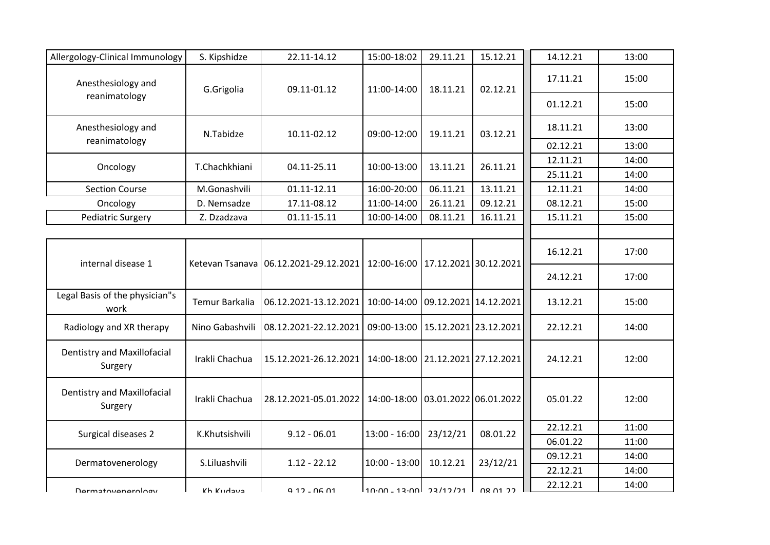| | | | | | | | |
|---|---|---|---|---|---|---|---|
| Allergology-Clinical Immunology | S. Kipshidze | 22.11-14.12 | 15:00-18:02 | 29.11.21 | 15.12.21 | 14.12.21 | 13:00 |
| Anesthesiology and reanimatology | G.Grigolia | 09.11-01.12 | 11:00-14:00 | 18.11.21 | 02.12.21 | 17.11.21 | 15:00 |
| | | | | | | 01.12.21 | 15:00 |
| Anesthesiology and reanimatology | N.Tabidze | 10.11-02.12 | 09:00-12:00 | 19.11.21 | 03.12.21 | 18.11.21 | 13:00 |
| | | | | | | 02.12.21 | 13:00 |
| Oncology | T.Chachkhiani | 04.11-25.11 | 10:00-13:00 | 13.11.21 | 26.11.21 | 12.11.21 | 14:00 |
| | | | | | | 25.11.21 | 14:00 |
| Section Course | M.Gonashvili | 01.11-12.11 | 16:00-20:00 | 06.11.21 | 13.11.21 | 12.11.21 | 14:00 |
| Oncology | D. Nemsadze | 17.11-08.12 | 11:00-14:00 | 26.11.21 | 09.12.21 | 08.12.21 | 15:00 |
| Pediatric Surgery | Z. Dzadzava | 01.11-15.11 | 10:00-14:00 | 08.11.21 | 16.11.21 | 15.11.21 | 15:00 |
| | | | | | | | |
| internal disease 1 | Ketevan Tsanava | 06.12.2021-29.12.2021 | 12:00-16:00 | 17.12.2021 | 30.12.2021 | 16.12.21 | 17:00 |
| | | | | | | 24.12.21 | 17:00 |
| Legal Basis of the physician"s work | Temur Barkalia | 06.12.2021-13.12.2021 | 10:00-14:00 | 09.12.2021 | 14.12.2021 | 13.12.21 | 15:00 |
| Radiology and XR therapy | Nino Gabashvili | 08.12.2021-22.12.2021 | 09:00-13:00 | 15.12.2021 | 23.12.2021 | 22.12.21 | 14:00 |
| Dentistry and Maxillofacial Surgery | Irakli Chachua | 15.12.2021-26.12.2021 | 14:00-18:00 | 21.12.2021 | 27.12.2021 | 24.12.21 | 12:00 |
| Dentistry and Maxillofacial Surgery | Irakli Chachua | 28.12.2021-05.01.2022 | 14:00-18:00 | 03.01.2022 | 06.01.2022 | 05.01.22 | 12:00 |
| Surgical diseases 2 | K.Khutsishvili | 9.12 - 06.01 | 13:00 - 16:00 | 23/12/21 | 08.01.22 | 22.12.21 | 11:00 |
| | | | | | | 06.01.22 | 11:00 |
| Dermatovenerology | S.Liluashvili | 1.12 - 22.12 | 10:00 - 13:00 | 10.12.21 | 23/12/21 | 09.12.21 | 14:00 |
| | | | | | | 22.12.21 | 14:00 |
| Dermatovenerology | Kh.Kudava | 9.12 - 06.01 | 10:00 - 13:00 | 23/12/21 | 08.01.22 | 22.12.21 | 14:00 |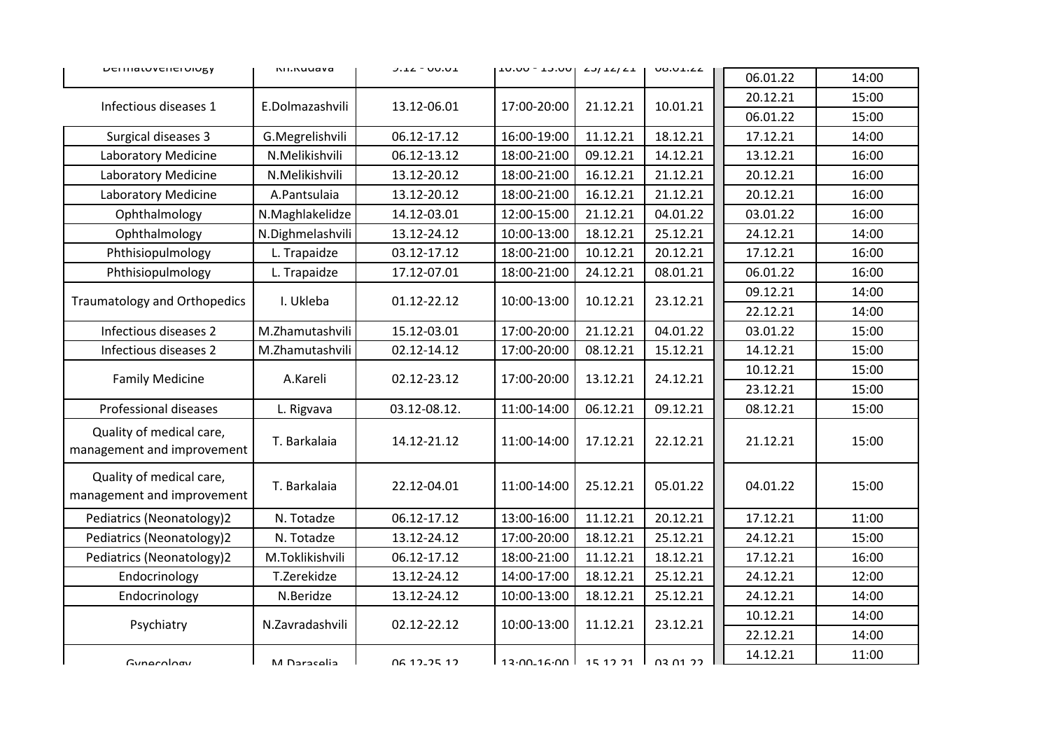| Dermatovenerology | Kh.Kudava | 9.12 - 06.01 | 10:00 - 13:00 | 23/12/21 | 08.01.22 | 06.01.22 | 14:00 |
|---|---|---|---|---|---|---|---|
| Infectious diseases 1 | E.Dolmazashvili | 13.12-06.01 | 17:00-20:00 | 21.12.21 | 10.01.21 | 20.12.21 | 15:00 |
| | | | | | | 06.01.22 | 15:00 |
| Surgical diseases 3 | G.Megrelishvili | 06.12-17.12 | 16:00-19:00 | 11.12.21 | 18.12.21 | 17.12.21 | 14:00 |
| Laboratory Medicine | N.Melikishvili | 06.12-13.12 | 18:00-21:00 | 09.12.21 | 14.12.21 | 13.12.21 | 16:00 |
| Laboratory Medicine | N.Melikishvili | 13.12-20.12 | 18:00-21:00 | 16.12.21 | 21.12.21 | 20.12.21 | 16:00 |
| Laboratory Medicine | A.Pantsulaia | 13.12-20.12 | 18:00-21:00 | 16.12.21 | 21.12.21 | 20.12.21 | 16:00 |
| Ophthalmology | N.Maghlakelidze | 14.12-03.01 | 12:00-15:00 | 21.12.21 | 04.01.22 | 03.01.22 | 16:00 |
| Ophthalmology | N.Dighmelashvili | 13.12-24.12 | 10:00-13:00 | 18.12.21 | 25.12.21 | 24.12.21 | 14:00 |
| Phthisiopulmology | L. Trapaidze | 03.12-17.12 | 18:00-21:00 | 10.12.21 | 20.12.21 | 17.12.21 | 16:00 |
| Phthisiopulmology | L. Trapaidze | 17.12-07.01 | 18:00-21:00 | 24.12.21 | 08.01.21 | 06.01.22 | 16:00 |
| Traumatology and Orthopedics | I. Ukleba | 01.12-22.12 | 10:00-13:00 | 10.12.21 | 23.12.21 | 09.12.21 | 14:00 |
| | | | | | | 22.12.21 | 14:00 |
| Infectious diseases 2 | M.Zhamutashvili | 15.12-03.01 | 17:00-20:00 | 21.12.21 | 04.01.22 | 03.01.22 | 15:00 |
| Infectious diseases 2 | M.Zhamutashvili | 02.12-14.12 | 17:00-20:00 | 08.12.21 | 15.12.21 | 14.12.21 | 15:00 |
| Family Medicine | A.Kareli | 02.12-23.12 | 17:00-20:00 | 13.12.21 | 24.12.21 | 10.12.21 | 15:00 |
| | | | | | | 23.12.21 | 15:00 |
| Professional diseases | L. Rigvava | 03.12-08.12. | 11:00-14:00 | 06.12.21 | 09.12.21 | 08.12.21 | 15:00 |
| Quality of medical care, management and improvement | T. Barkalaia | 14.12-21.12 | 11:00-14:00 | 17.12.21 | 22.12.21 | 21.12.21 | 15:00 |
| Quality of medical care, management and improvement | T. Barkalaia | 22.12-04.01 | 11:00-14:00 | 25.12.21 | 05.01.22 | 04.01.22 | 15:00 |
| Pediatrics (Neonatology)2 | N. Totadze | 06.12-17.12 | 13:00-16:00 | 11.12.21 | 20.12.21 | 17.12.21 | 11:00 |
| Pediatrics (Neonatology)2 | N. Totadze | 13.12-24.12 | 17:00-20:00 | 18.12.21 | 25.12.21 | 24.12.21 | 15:00 |
| Pediatrics (Neonatology)2 | M.Toklikishvili | 06.12-17.12 | 18:00-21:00 | 11.12.21 | 18.12.21 | 17.12.21 | 16:00 |
| Endocrinology | T.Zerekidze | 13.12-24.12 | 14:00-17:00 | 18.12.21 | 25.12.21 | 24.12.21 | 12:00 |
| Endocrinology | N.Beridze | 13.12-24.12 | 10:00-13:00 | 18.12.21 | 25.12.21 | 24.12.21 | 14:00 |
| Psychiatry | N.Zavradashvili | 02.12-22.12 | 10:00-13:00 | 11.12.21 | 23.12.21 | 10.12.21 | 14:00 |
| | | | | | | 22.12.21 | 14:00 |
| Gynecology | M.Daraselia | 06.12-25.12 | 13:00-16:00 | 15.12.21 | 03.01.22 | 14.12.21 | 11:00 |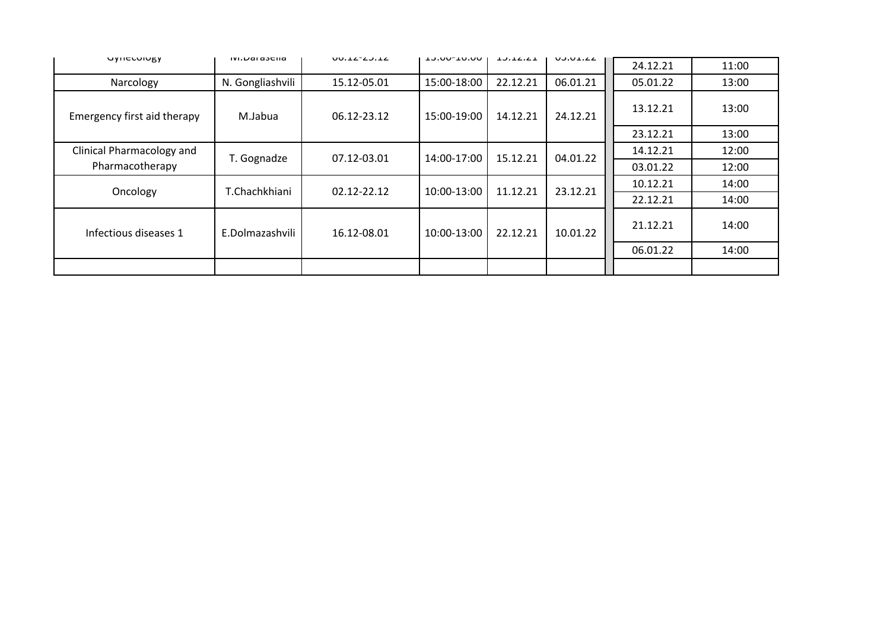| | | | | | | | | |
|---|---|---|---|---|---|---|---|---|
| Gynecology | M.Darasella | 06.12-23.12 | 15:00-18:00 | 15.12.21 | 05.01.22 | | 24.12.21 | 11:00 |
| Narcology | N. Gongliashvili | 15.12-05.01 | 15:00-18:00 | 22.12.21 | 06.01.21 | | 05.01.22 | 13:00 |
| Emergency first aid therapy | M.Jabua | 06.12-23.12 | 15:00-19:00 | 14.12.21 | 24.12.21 | | 13.12.21 | 13:00 |
| | | | | | | | 23.12.21 | 13:00 |
| Clinical Pharmacology and Pharmacotherapy | T. Gognadze | 07.12-03.01 | 14:00-17:00 | 15.12.21 | 04.01.22 | | 14.12.21 | 12:00 |
| | | | | | | | 03.01.22 | 12:00 |
| Oncology | T.Chachkhiani | 02.12-22.12 | 10:00-13:00 | 11.12.21 | 23.12.21 | | 10.12.21 | 14:00 |
| | | | | | | | 22.12.21 | 14:00 |
| Infectious diseases 1 | E.Dolmazashvili | 16.12-08.01 | 10:00-13:00 | 22.12.21 | 10.01.22 | | 21.12.21 | 14:00 |
| | | | | | | | 06.01.22 | 14:00 |
| | | | | | | | | |